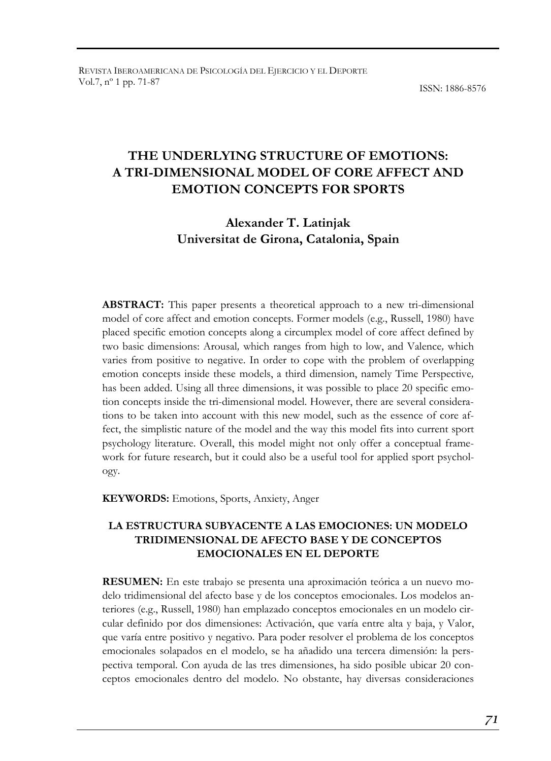# THE UNDERLYING STRUCTURE OF EMOTIONS: A TRI-DIMENSIONAL MODEL OF CORE AFFECT AND EMOTION CONCEPTS FOR SPORTS

**Alexander T. Latinjak**
**Universitat de Girona, Catalonia, Spain**

**ABSTRACT:** This paper presents a theoretical approach to a new tri-dimensional model of core affect and emotion concepts. Former models (e.g., Russell, 1980) have placed specific emotion concepts along a circumplex model of core affect defined by two basic dimensions: Arousal*,* which ranges from high to low, and Valence*,* which varies from positive to negative. In order to cope with the problem of overlapping emotion concepts inside these models, a third dimension, namely Time Perspective*,* has been added. Using all three dimensions, it was possible to place 20 specific emotion concepts inside the tri-dimensional model. However, there are several considerations to be taken into account with this new model, such as the essence of core affect, the simplistic nature of the model and the way this model fits into current sport psychology literature. Overall, this model might not only offer a conceptual framework for future research, but it could also be a useful tool for applied sport psychology.

**KEYWORDS:** Emotions, Sports, Anxiety, Anger

## LA ESTRUCTURA SUBYACENTE A LAS EMOCIONES: UN MODELO TRIDIMENSIONAL DE AFECTO BASE Y DE CONCEPTOS EMOCIONALES EN EL DEPORTE

**RESUMEN:** En este trabajo se presenta una aproximación teórica a un nuevo modelo tridimensional del afecto base y de los conceptos emocionales. Los modelos anteriores (e.g., Russell, 1980) han emplazado conceptos emocionales en un modelo circular definido por dos dimensiones: Activación, que varía entre alta y baja, y Valor, que varía entre positivo y negativo. Para poder resolver el problema de los conceptos emocionales solapados en el modelo, se ha añadido una tercera dimensión: la perspectiva temporal. Con ayuda de las tres dimensiones, ha sido posible ubicar 20 conceptos emocionales dentro del modelo. No obstante, hay diversas consideraciones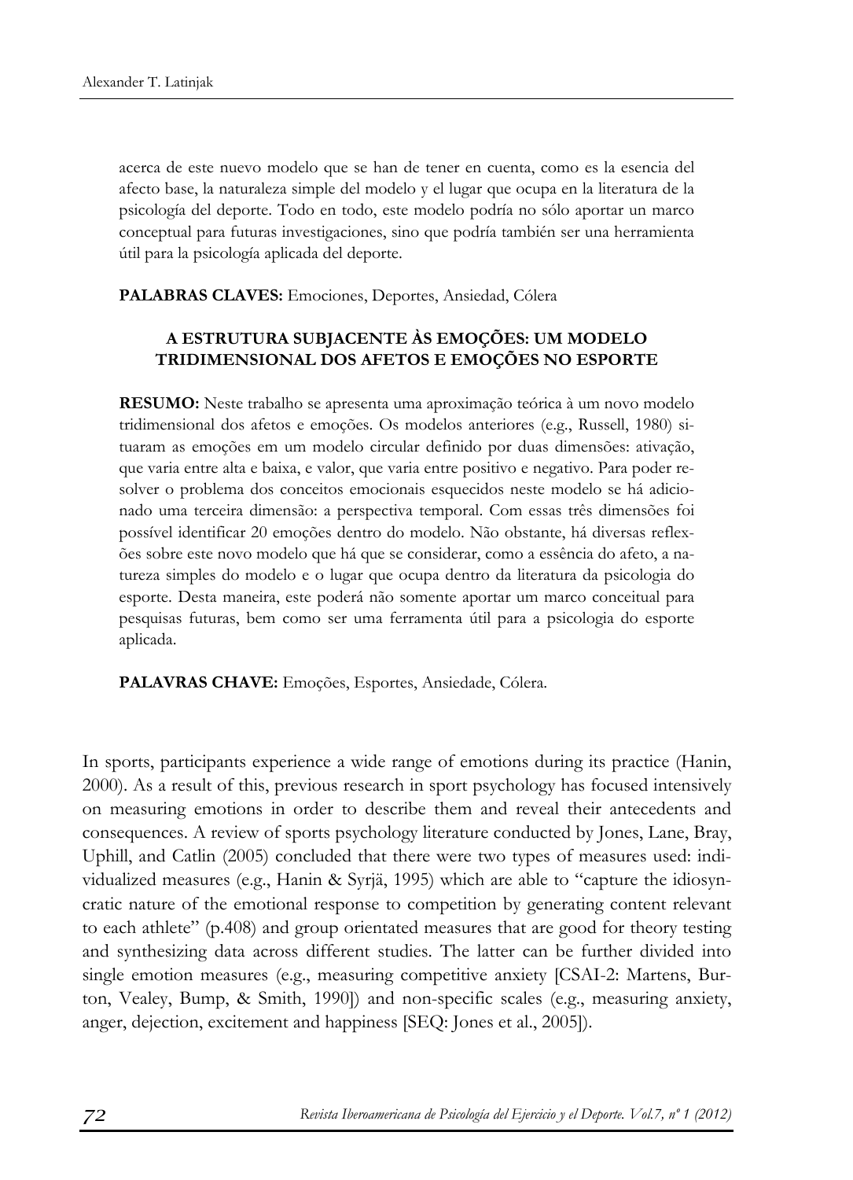acerca de este nuevo modelo que se han de tener en cuenta, como es la esencia del afecto base, la naturaleza simple del modelo y el lugar que ocupa en la literatura de la psicología del deporte. Todo en todo, este modelo podría no sólo aportar un marco conceptual para futuras investigaciones, sino que podría también ser una herramienta útil para la psicología aplicada del deporte.

**PALABRAS CLAVES:** Emociones, Deportes, Ansiedad, Cólera

### A ESTRUTURA SUBJACENTE ÀS EMOÇÕES: UM MODELO TRIDIMENSIONAL DOS AFETOS E EMOÇÕES NO ESPORTE

**RESUMO:** Neste trabalho se apresenta uma aproximação teórica à um novo modelo tridimensional dos afetos e emoções. Os modelos anteriores (e.g., Russell, 1980) situaram as emoções em um modelo circular definido por duas dimensões: ativação, que varia entre alta e baixa, e valor, que varia entre positivo e negativo. Para poder resolver o problema dos conceitos emocionais esquecidos neste modelo se há adicionado uma terceira dimensão: a perspectiva temporal. Com essas três dimensões foi possível identificar 20 emoções dentro do modelo. Não obstante, há diversas reflexões sobre este novo modelo que há que se considerar, como a essência do afeto, a natureza simples do modelo e o lugar que ocupa dentro da literatura da psicologia do esporte. Desta maneira, este poderá não somente aportar um marco conceitual para pesquisas futuras, bem como ser uma ferramenta útil para a psicologia do esporte aplicada.

**PALAVRAS CHAVE:** Emoções, Esportes, Ansiedade, Cólera.

In sports, participants experience a wide range of emotions during its practice (Hanin, 2000). As a result of this, previous research in sport psychology has focused intensively on measuring emotions in order to describe them and reveal their antecedents and consequences. A review of sports psychology literature conducted by Jones, Lane, Bray, Uphill, and Catlin (2005) concluded that there were two types of measures used: individualized measures (e.g., Hanin & Syrjä, 1995) which are able to "capture the idiosyncratic nature of the emotional response to competition by generating content relevant to each athlete" (p.408) and group orientated measures that are good for theory testing and synthesizing data across different studies. The latter can be further divided into single emotion measures (e.g., measuring competitive anxiety [CSAI-2: Martens, Burton, Vealey, Bump, & Smith, 1990]) and non-specific scales (e.g., measuring anxiety, anger, dejection, excitement and happiness [SEQ: Jones et al., 2005]).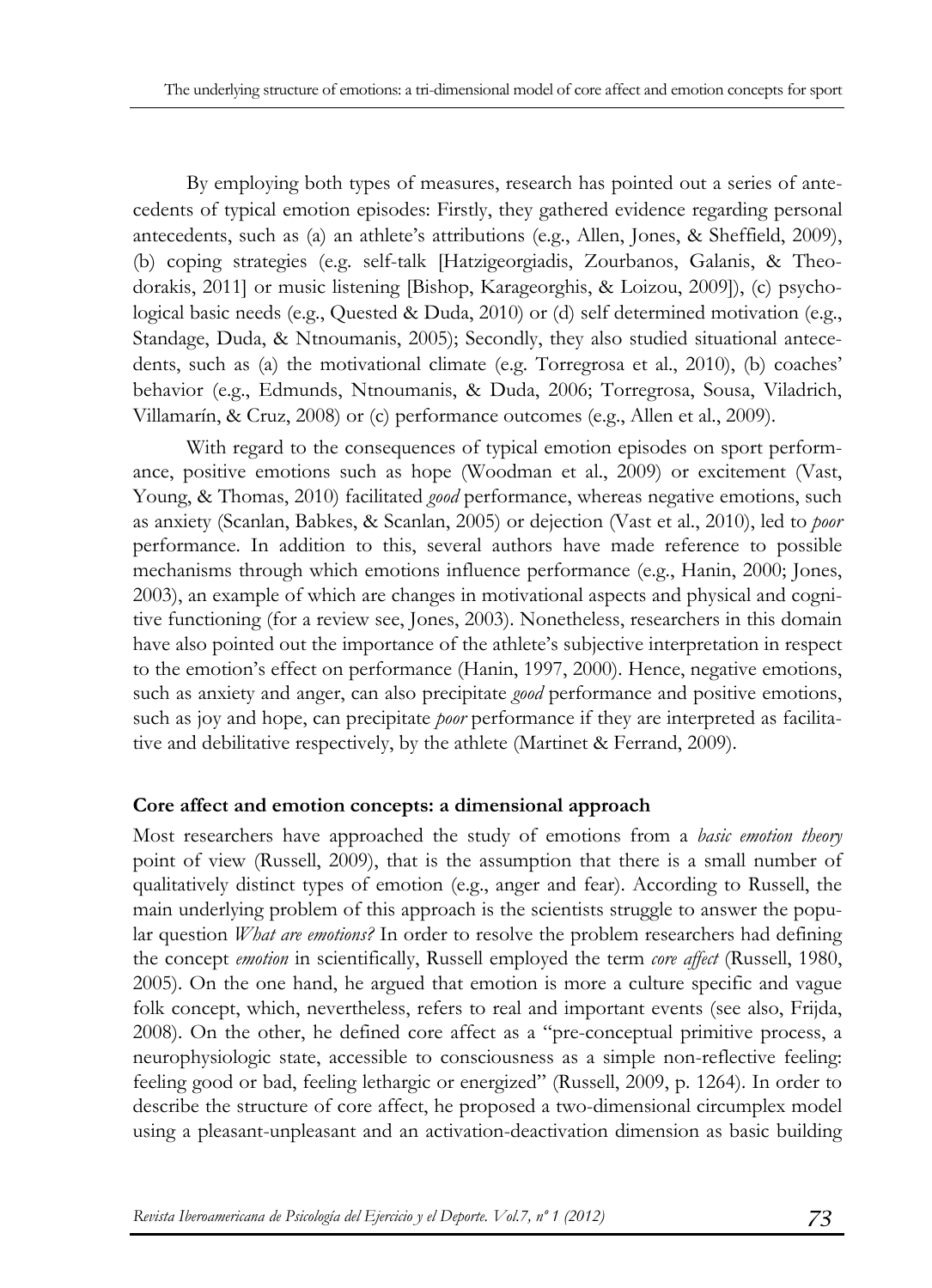By employing both types of measures, research has pointed out a series of antecedents of typical emotion episodes: Firstly, they gathered evidence regarding personal antecedents, such as (a) an athlete's attributions (e.g., Allen, Jones, & Sheffield, 2009), (b) coping strategies (e.g. self-talk [Hatzigeorgiadis, Zourbanos, Galanis, & Theodorakis, 2011] or music listening [Bishop, Karageorghis, & Loizou, 2009]), (c) psychological basic needs (e.g., Quested & Duda, 2010) or (d) self determined motivation (e.g., Standage, Duda, & Ntnoumanis, 2005); Secondly, they also studied situational antecedents, such as (a) the motivational climate (e.g. Torregrosa et al., 2010), (b) coaches' behavior (e.g., Edmunds, Ntnoumanis, & Duda, 2006; Torregrosa, Sousa, Viladrich, Villamarín, & Cruz, 2008) or (c) performance outcomes (e.g., Allen et al., 2009).

With regard to the consequences of typical emotion episodes on sport performance, positive emotions such as hope (Woodman et al., 2009) or excitement (Vast, Young, & Thomas, 2010) facilitated *good* performance, whereas negative emotions, such as anxiety (Scanlan, Babkes, & Scanlan, 2005) or dejection (Vast et al., 2010), led to *poor* performance. In addition to this, several authors have made reference to possible mechanisms through which emotions influence performance (e.g., Hanin, 2000; Jones, 2003), an example of which are changes in motivational aspects and physical and cognitive functioning (for a review see, Jones, 2003). Nonetheless, researchers in this domain have also pointed out the importance of the athlete's subjective interpretation in respect to the emotion's effect on performance (Hanin, 1997, 2000). Hence, negative emotions, such as anxiety and anger, can also precipitate *good* performance and positive emotions, such as joy and hope, can precipitate *poor* performance if they are interpreted as facilitative and debilitative respectively, by the athlete (Martinet & Ferrand, 2009).

## Core affect and emotion concepts: a dimensional approach

Most researchers have approached the study of emotions from a *basic emotion theory* point of view (Russell, 2009), that is the assumption that there is a small number of qualitatively distinct types of emotion (e.g., anger and fear). According to Russell, the main underlying problem of this approach is the scientists struggle to answer the popular question *What are emotions?* In order to resolve the problem researchers had defining the concept *emotion* in scientifically, Russell employed the term *core affect* (Russell, 1980, 2005). On the one hand, he argued that emotion is more a culture specific and vague folk concept, which, nevertheless, refers to real and important events (see also, Frijda, 2008). On the other, he defined core affect as a "pre-conceptual primitive process, a neurophysiologic state, accessible to consciousness as a simple non-reflective feeling: feeling good or bad, feeling lethargic or energized" (Russell, 2009, p. 1264). In order to describe the structure of core affect, he proposed a two-dimensional circumplex model using a pleasant-unpleasant and an activation-deactivation dimension as basic building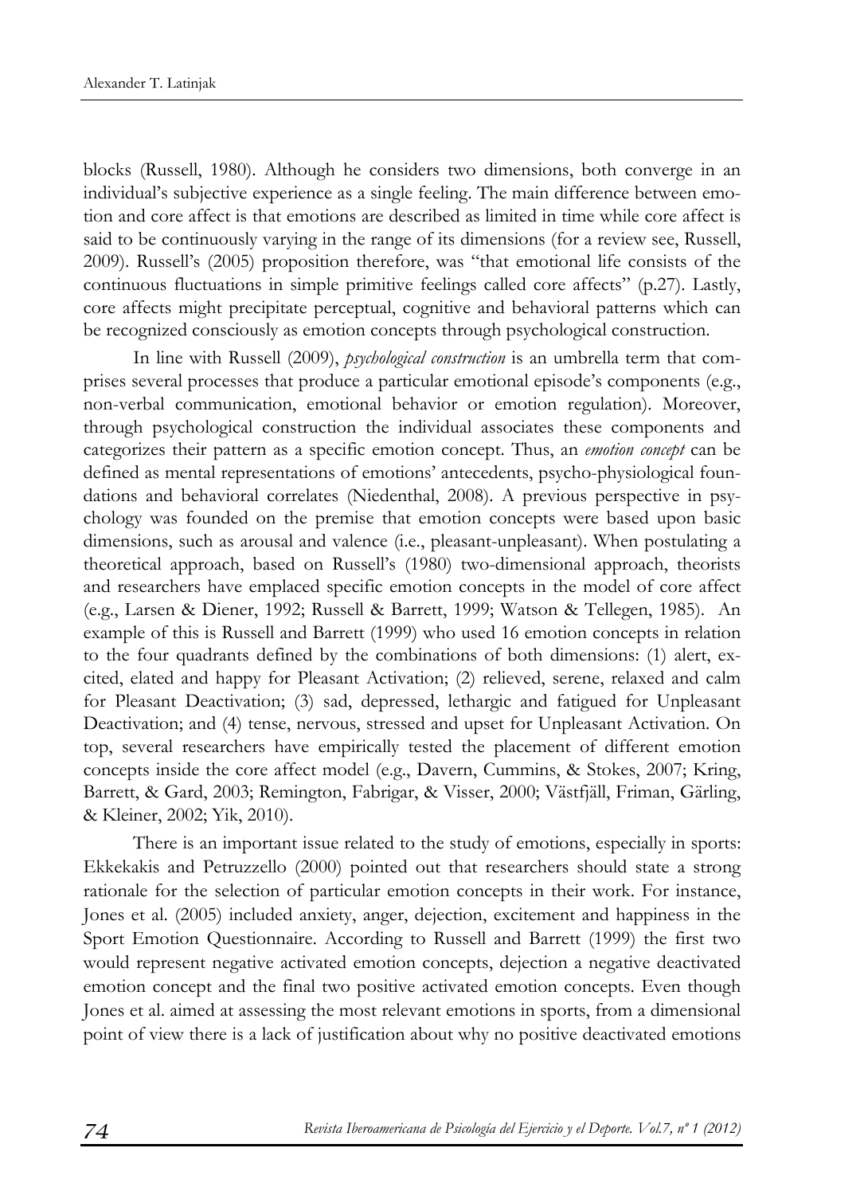blocks (Russell, 1980). Although he considers two dimensions, both converge in an individual's subjective experience as a single feeling. The main difference between emotion and core affect is that emotions are described as limited in time while core affect is said to be continuously varying in the range of its dimensions (for a review see, Russell, 2009). Russell's (2005) proposition therefore, was "that emotional life consists of the continuous fluctuations in simple primitive feelings called core affects" (p.27). Lastly, core affects might precipitate perceptual, cognitive and behavioral patterns which can be recognized consciously as emotion concepts through psychological construction.

In line with Russell (2009), *psychological construction* is an umbrella term that comprises several processes that produce a particular emotional episode's components (e.g., non-verbal communication, emotional behavior or emotion regulation). Moreover, through psychological construction the individual associates these components and categorizes their pattern as a specific emotion concept. Thus, an *emotion concept* can be defined as mental representations of emotions' antecedents, psycho-physiological foundations and behavioral correlates (Niedenthal, 2008). A previous perspective in psychology was founded on the premise that emotion concepts were based upon basic dimensions, such as arousal and valence (i.e., pleasant-unpleasant). When postulating a theoretical approach, based on Russell's (1980) two-dimensional approach, theorists and researchers have emplaced specific emotion concepts in the model of core affect (e.g., Larsen & Diener, 1992; Russell & Barrett, 1999; Watson & Tellegen, 1985). An example of this is Russell and Barrett (1999) who used 16 emotion concepts in relation to the four quadrants defined by the combinations of both dimensions: (1) alert, excited, elated and happy for Pleasant Activation; (2) relieved, serene, relaxed and calm for Pleasant Deactivation; (3) sad, depressed, lethargic and fatigued for Unpleasant Deactivation; and (4) tense, nervous, stressed and upset for Unpleasant Activation. On top, several researchers have empirically tested the placement of different emotion concepts inside the core affect model (e.g., Davern, Cummins, & Stokes, 2007; Kring, Barrett, & Gard, 2003; Remington, Fabrigar, & Visser, 2000; Västfjäll, Friman, Gärling, & Kleiner, 2002; Yik, 2010).

There is an important issue related to the study of emotions, especially in sports: Ekkekakis and Petruzzello (2000) pointed out that researchers should state a strong rationale for the selection of particular emotion concepts in their work. For instance, Jones et al. (2005) included anxiety, anger, dejection, excitement and happiness in the Sport Emotion Questionnaire. According to Russell and Barrett (1999) the first two would represent negative activated emotion concepts, dejection a negative deactivated emotion concept and the final two positive activated emotion concepts. Even though Jones et al. aimed at assessing the most relevant emotions in sports, from a dimensional point of view there is a lack of justification about why no positive deactivated emotions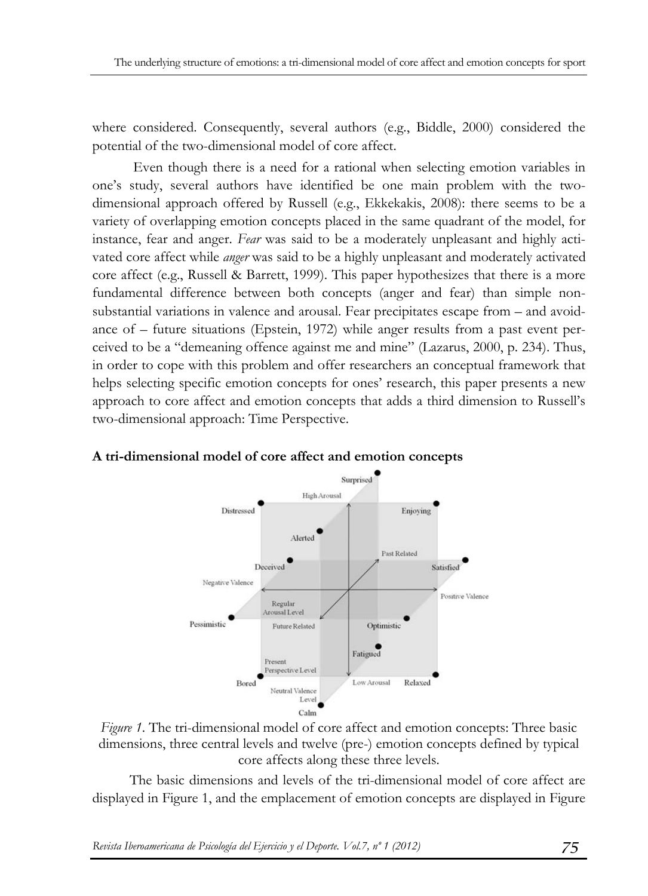where considered. Consequently, several authors (e.g., Biddle, 2000) considered the potential of the two-dimensional model of core affect.

Even though there is a need for a rational when selecting emotion variables in one's study, several authors have identified be one main problem with the two-dimensional approach offered by Russell (e.g., Ekkekakis, 2008): there seems to be a variety of overlapping emotion concepts placed in the same quadrant of the model, for instance, fear and anger. *Fear* was said to be a moderately unpleasant and highly activated core affect while *anger* was said to be a highly unpleasant and moderately activated core affect (e.g., Russell & Barrett, 1999). This paper hypothesizes that there is a more fundamental difference between both concepts (anger and fear) than simple non-substantial variations in valence and arousal. Fear precipitates escape from – and avoidance of – future situations (Epstein, 1972) while anger results from a past event perceived to be a "demeaning offence against me and mine" (Lazarus, 2000, p. 234). Thus, in order to cope with this problem and offer researchers an conceptual framework that helps selecting specific emotion concepts for ones' research, this paper presents a new approach to core affect and emotion concepts that adds a third dimension to Russell's two-dimensional approach: Time Perspective.

**A tri-dimensional model of core affect and emotion concepts**

*Figure 1*. The tri-dimensional model of core affect and emotion concepts: Three basic dimensions, three central levels and twelve (pre-) emotion concepts defined by typical core affects along these three levels.

The basic dimensions and levels of the tri-dimensional model of core affect are displayed in Figure 1, and the emplacement of emotion concepts are displayed in Figure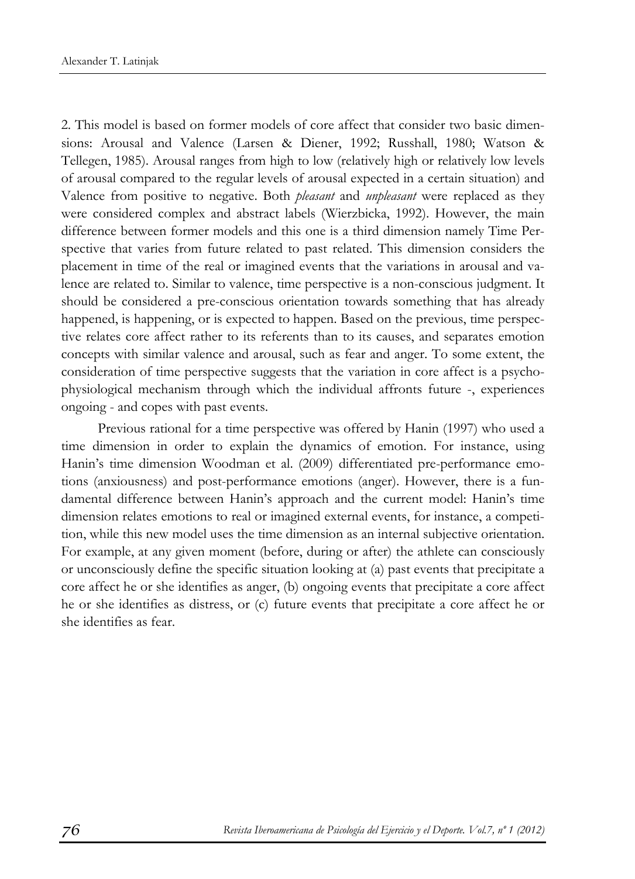2. This model is based on former models of core affect that consider two basic dimensions: Arousal and Valence (Larsen & Diener, 1992; Russhall, 1980; Watson & Tellegen, 1985). Arousal ranges from high to low (relatively high or relatively low levels of arousal compared to the regular levels of arousal expected in a certain situation) and Valence from positive to negative. Both *pleasant* and *unpleasant* were replaced as they were considered complex and abstract labels (Wierzbicka, 1992). However, the main difference between former models and this one is a third dimension namely Time Perspective that varies from future related to past related. This dimension considers the placement in time of the real or imagined events that the variations in arousal and valence are related to. Similar to valence, time perspective is a non-conscious judgment. It should be considered a pre-conscious orientation towards something that has already happened, is happening, or is expected to happen. Based on the previous, time perspective relates core affect rather to its referents than to its causes, and separates emotion concepts with similar valence and arousal, such as fear and anger. To some extent, the consideration of time perspective suggests that the variation in core affect is a psychophysiological mechanism through which the individual affronts future -, experiences ongoing - and copes with past events.

Previous rational for a time perspective was offered by Hanin (1997) who used a time dimension in order to explain the dynamics of emotion. For instance, using Hanin's time dimension Woodman et al. (2009) differentiated pre-performance emotions (anxiousness) and post-performance emotions (anger). However, there is a fundamental difference between Hanin's approach and the current model: Hanin's time dimension relates emotions to real or imagined external events, for instance, a competition, while this new model uses the time dimension as an internal subjective orientation. For example, at any given moment (before, during or after) the athlete can consciously or unconsciously define the specific situation looking at (a) past events that precipitate a core affect he or she identifies as anger, (b) ongoing events that precipitate a core affect he or she identifies as distress, or (c) future events that precipitate a core affect he or she identifies as fear.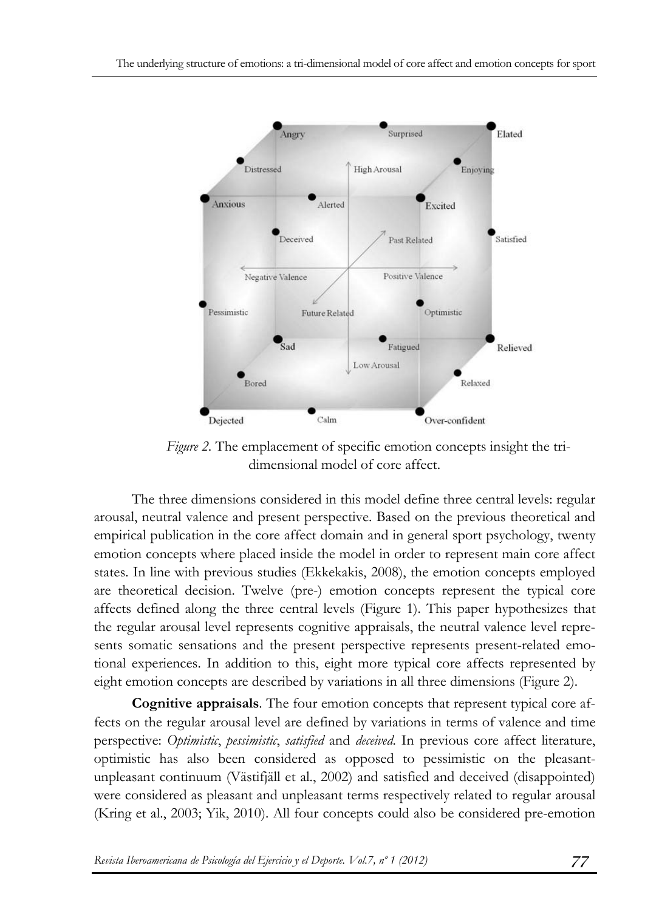*Figure 2.* The emplacement of specific emotion concepts insight the tri-dimensional model of core affect.

The three dimensions considered in this model define three central levels: regular arousal, neutral valence and present perspective. Based on the previous theoretical and empirical publication in the core affect domain and in general sport psychology, twenty emotion concepts where placed inside the model in order to represent main core affect states. In line with previous studies (Ekkekakis, 2008), the emotion concepts employed are theoretical decision. Twelve (pre-) emotion concepts represent the typical core affects defined along the three central levels (Figure 1). This paper hypothesizes that the regular arousal level represents cognitive appraisals, the neutral valence level represents somatic sensations and the present perspective represents present-related emotional experiences. In addition to this, eight more typical core affects represented by eight emotion concepts are described by variations in all three dimensions (Figure 2).

**Cognitive appraisals**. The four emotion concepts that represent typical core affects on the regular arousal level are defined by variations in terms of valence and time perspective: *Optimistic*, *pessimistic*, *satisfied* and *deceived*. In previous core affect literature, optimistic has also been considered as opposed to pessimistic on the pleasant-unpleasant continuum (Västifjäll et al., 2002) and satisfied and deceived (disappointed) were considered as pleasant and unpleasant terms respectively related to regular arousal (Kring et al., 2003; Yik, 2010). All four concepts could also be considered pre-emotion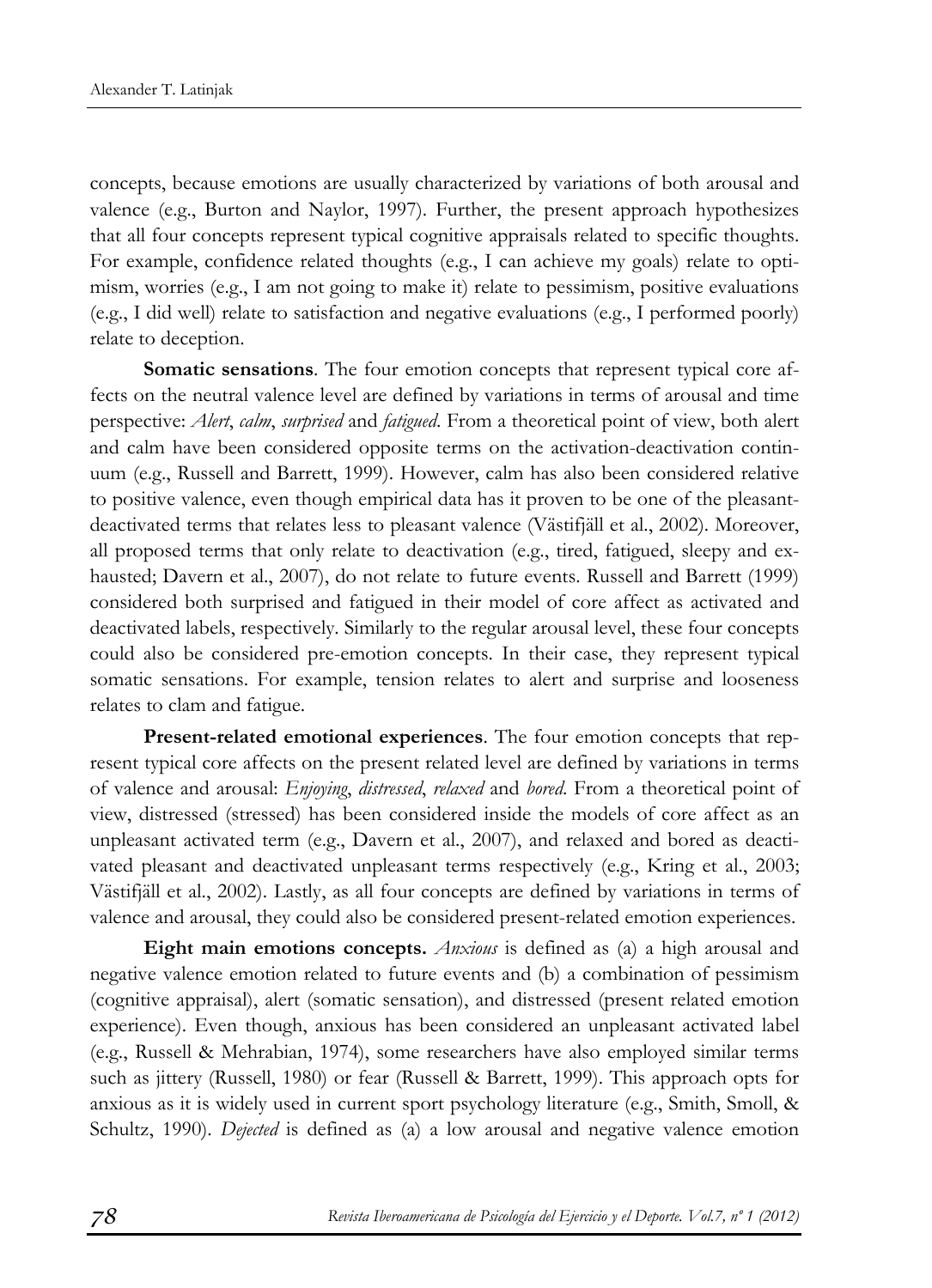concepts, because emotions are usually characterized by variations of both arousal and valence (e.g., Burton and Naylor, 1997). Further, the present approach hypothesizes that all four concepts represent typical cognitive appraisals related to specific thoughts. For example, confidence related thoughts (e.g., I can achieve my goals) relate to optimism, worries (e.g., I am not going to make it) relate to pessimism, positive evaluations (e.g., I did well) relate to satisfaction and negative evaluations (e.g., I performed poorly) relate to deception.

**Somatic sensations**. The four emotion concepts that represent typical core affects on the neutral valence level are defined by variations in terms of arousal and time perspective: *Alert*, *calm*, *surprised* and *fatigued*. From a theoretical point of view, both alert and calm have been considered opposite terms on the activation-deactivation continuum (e.g., Russell and Barrett, 1999). However, calm has also been considered relative to positive valence, even though empirical data has it proven to be one of the pleasant-deactivated terms that relates less to pleasant valence (Västifjäll et al., 2002). Moreover, all proposed terms that only relate to deactivation (e.g., tired, fatigued, sleepy and exhausted; Davern et al., 2007), do not relate to future events. Russell and Barrett (1999) considered both surprised and fatigued in their model of core affect as activated and deactivated labels, respectively. Similarly to the regular arousal level, these four concepts could also be considered pre-emotion concepts. In their case, they represent typical somatic sensations. For example, tension relates to alert and surprise and looseness relates to clam and fatigue.

**Present-related emotional experiences**. The four emotion concepts that represent typical core affects on the present related level are defined by variations in terms of valence and arousal: *Enjoying*, *distressed*, *relaxed* and *bored*. From a theoretical point of view, distressed (stressed) has been considered inside the models of core affect as an unpleasant activated term (e.g., Davern et al., 2007), and relaxed and bored as deactivated pleasant and deactivated unpleasant terms respectively (e.g., Kring et al., 2003; Västifjäll et al., 2002). Lastly, as all four concepts are defined by variations in terms of valence and arousal, they could also be considered present-related emotion experiences.

**Eight main emotions concepts.** *Anxious* is defined as (a) a high arousal and negative valence emotion related to future events and (b) a combination of pessimism (cognitive appraisal), alert (somatic sensation), and distressed (present related emotion experience). Even though, anxious has been considered an unpleasant activated label (e.g., Russell & Mehrabian, 1974), some researchers have also employed similar terms such as jittery (Russell, 1980) or fear (Russell & Barrett, 1999). This approach opts for anxious as it is widely used in current sport psychology literature (e.g., Smith, Smoll, & Schultz, 1990). *Dejected* is defined as (a) a low arousal and negative valence emotion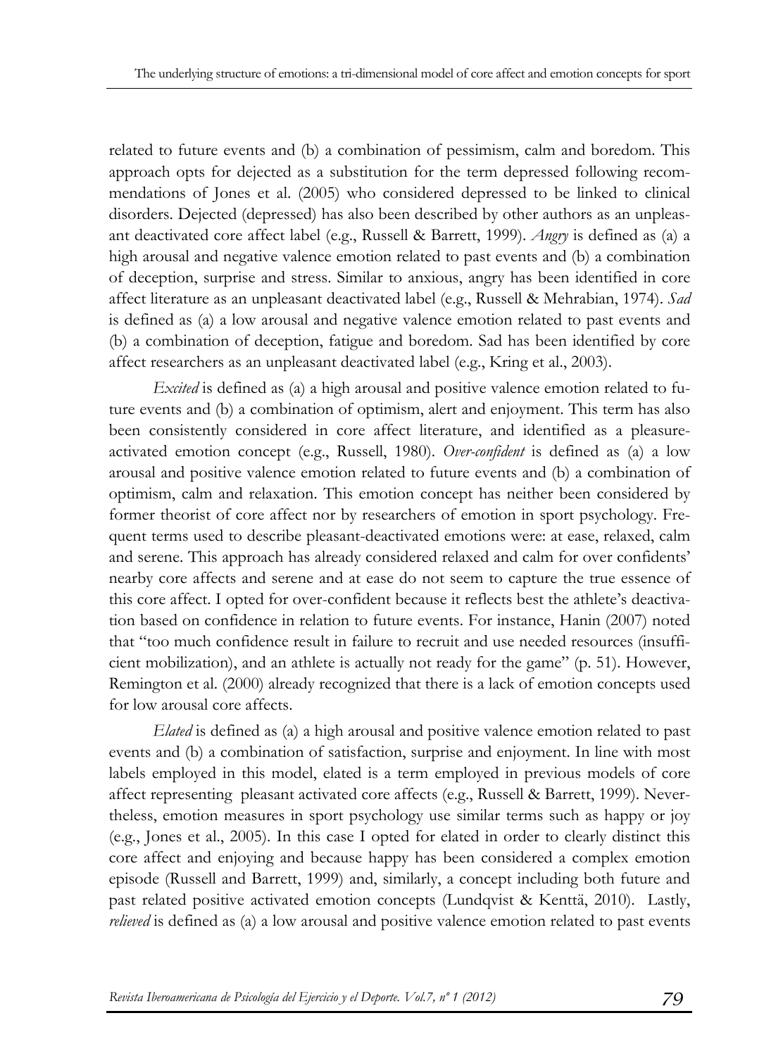related to future events and (b) a combination of pessimism, calm and boredom. This approach opts for dejected as a substitution for the term depressed following recommendations of Jones et al. (2005) who considered depressed to be linked to clinical disorders. Dejected (depressed) has also been described by other authors as an unpleasant deactivated core affect label (e.g., Russell & Barrett, 1999). *Angry* is defined as (a) a high arousal and negative valence emotion related to past events and (b) a combination of deception, surprise and stress. Similar to anxious, angry has been identified in core affect literature as an unpleasant deactivated label (e.g., Russell & Mehrabian, 1974). *Sad* is defined as (a) a low arousal and negative valence emotion related to past events and (b) a combination of deception, fatigue and boredom. Sad has been identified by core affect researchers as an unpleasant deactivated label (e.g., Kring et al., 2003).

*Excited* is defined as (a) a high arousal and positive valence emotion related to future events and (b) a combination of optimism, alert and enjoyment. This term has also been consistently considered in core affect literature, and identified as a pleasure-activated emotion concept (e.g., Russell, 1980). *Over-confident* is defined as (a) a low arousal and positive valence emotion related to future events and (b) a combination of optimism, calm and relaxation. This emotion concept has neither been considered by former theorist of core affect nor by researchers of emotion in sport psychology. Frequent terms used to describe pleasant-deactivated emotions were: at ease, relaxed, calm and serene. This approach has already considered relaxed and calm for over confidents' nearby core affects and serene and at ease do not seem to capture the true essence of this core affect. I opted for over-confident because it reflects best the athlete's deactivation based on confidence in relation to future events. For instance, Hanin (2007) noted that "too much confidence result in failure to recruit and use needed resources (insufficient mobilization), and an athlete is actually not ready for the game" (p. 51). However, Remington et al. (2000) already recognized that there is a lack of emotion concepts used for low arousal core affects.

*Elated* is defined as (a) a high arousal and positive valence emotion related to past events and (b) a combination of satisfaction, surprise and enjoyment. In line with most labels employed in this model, elated is a term employed in previous models of core affect representing pleasant activated core affects (e.g., Russell & Barrett, 1999). Nevertheless, emotion measures in sport psychology use similar terms such as happy or joy (e.g., Jones et al., 2005). In this case I opted for elated in order to clearly distinct this core affect and enjoying and because happy has been considered a complex emotion episode (Russell and Barrett, 1999) and, similarly, a concept including both future and past related positive activated emotion concepts (Lundqvist & Kenttä, 2010). Lastly, *relieved* is defined as (a) a low arousal and positive valence emotion related to past events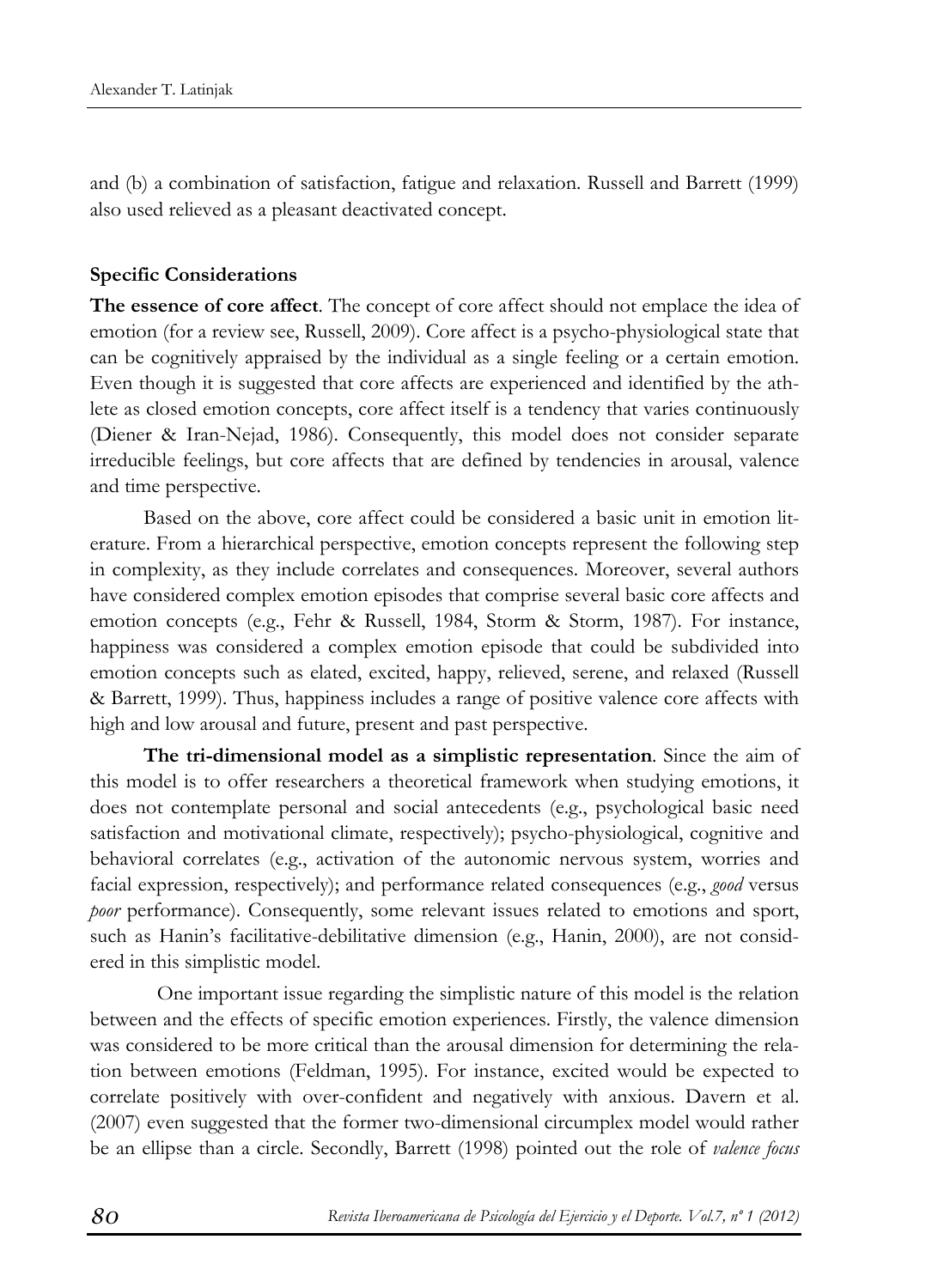and (b) a combination of satisfaction, fatigue and relaxation. Russell and Barrett (1999) also used relieved as a pleasant deactivated concept.

### Specific Considerations

**The essence of core affect**. The concept of core affect should not emplace the idea of emotion (for a review see, Russell, 2009). Core affect is a psycho-physiological state that can be cognitively appraised by the individual as a single feeling or a certain emotion. Even though it is suggested that core affects are experienced and identified by the athlete as closed emotion concepts, core affect itself is a tendency that varies continuously (Diener & Iran-Nejad, 1986). Consequently, this model does not consider separate irreducible feelings, but core affects that are defined by tendencies in arousal, valence and time perspective.

Based on the above, core affect could be considered a basic unit in emotion literature. From a hierarchical perspective, emotion concepts represent the following step in complexity, as they include correlates and consequences. Moreover, several authors have considered complex emotion episodes that comprise several basic core affects and emotion concepts (e.g., Fehr & Russell, 1984, Storm & Storm, 1987). For instance, happiness was considered a complex emotion episode that could be subdivided into emotion concepts such as elated, excited, happy, relieved, serene, and relaxed (Russell & Barrett, 1999). Thus, happiness includes a range of positive valence core affects with high and low arousal and future, present and past perspective.

**The tri-dimensional model as a simplistic representation**. Since the aim of this model is to offer researchers a theoretical framework when studying emotions, it does not contemplate personal and social antecedents (e.g., psychological basic need satisfaction and motivational climate, respectively); psycho-physiological, cognitive and behavioral correlates (e.g., activation of the autonomic nervous system, worries and facial expression, respectively); and performance related consequences (e.g., *good* versus *poor* performance). Consequently, some relevant issues related to emotions and sport, such as Hanin's facilitative-debilitative dimension (e.g., Hanin, 2000), are not considered in this simplistic model.

One important issue regarding the simplistic nature of this model is the relation between and the effects of specific emotion experiences. Firstly, the valence dimension was considered to be more critical than the arousal dimension for determining the relation between emotions (Feldman, 1995). For instance, excited would be expected to correlate positively with over-confident and negatively with anxious. Davern et al. (2007) even suggested that the former two-dimensional circumplex model would rather be an ellipse than a circle. Secondly, Barrett (1998) pointed out the role of *valence focus*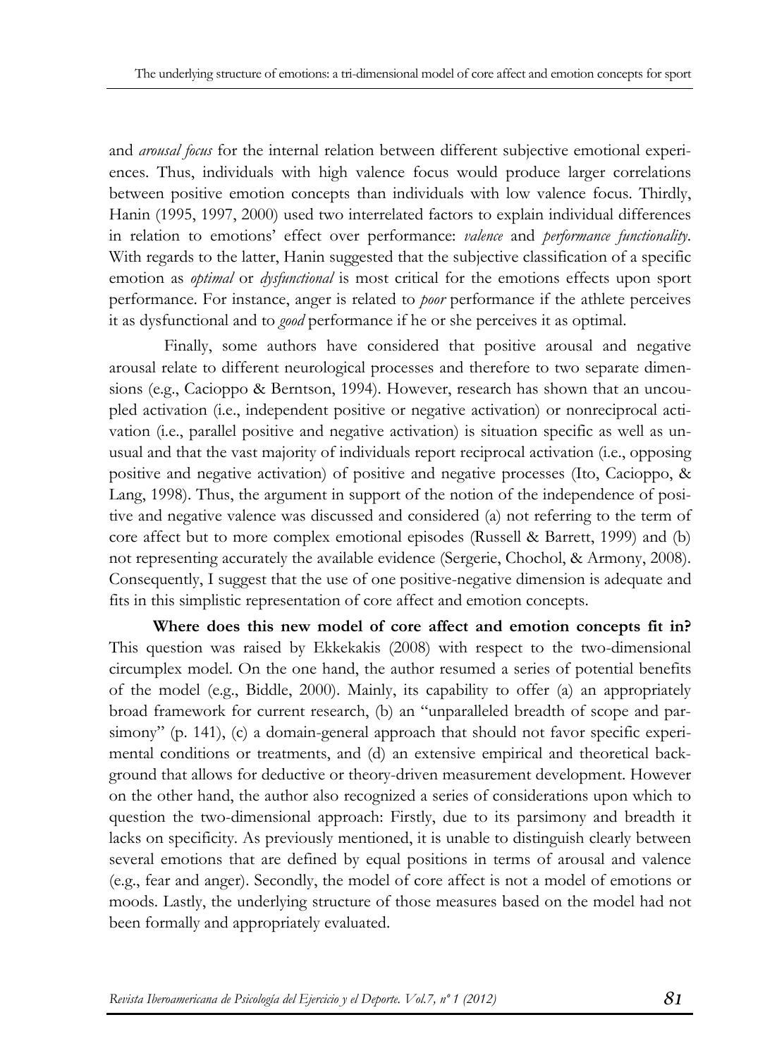and *arousal focus* for the internal relation between different subjective emotional experiences. Thus, individuals with high valence focus would produce larger correlations between positive emotion concepts than individuals with low valence focus. Thirdly, Hanin (1995, 1997, 2000) used two interrelated factors to explain individual differences in relation to emotions' effect over performance: *valence* and *performance functionality*. With regards to the latter, Hanin suggested that the subjective classification of a specific emotion as *optimal* or *dysfunctional* is most critical for the emotions effects upon sport performance. For instance, anger is related to *poor* performance if the athlete perceives it as dysfunctional and to *good* performance if he or she perceives it as optimal.

Finally, some authors have considered that positive arousal and negative arousal relate to different neurological processes and therefore to two separate dimensions (e.g., Cacioppo & Berntson, 1994). However, research has shown that an uncoupled activation (i.e., independent positive or negative activation) or nonreciprocal activation (i.e., parallel positive and negative activation) is situation specific as well as unusual and that the vast majority of individuals report reciprocal activation (i.e., opposing positive and negative activation) of positive and negative processes (Ito, Cacioppo, & Lang, 1998). Thus, the argument in support of the notion of the independence of positive and negative valence was discussed and considered (a) not referring to the term of core affect but to more complex emotional episodes (Russell & Barrett, 1999) and (b) not representing accurately the available evidence (Sergerie, Chochol, & Armony, 2008). Consequently, I suggest that the use of one positive-negative dimension is adequate and fits in this simplistic representation of core affect and emotion concepts.

**Where does this new model of core affect and emotion concepts fit in?** This question was raised by Ekkekakis (2008) with respect to the two-dimensional circumplex model. On the one hand, the author resumed a series of potential benefits of the model (e.g., Biddle, 2000). Mainly, its capability to offer (a) an appropriately broad framework for current research, (b) an "unparalleled breadth of scope and parsimony" (p. 141), (c) a domain-general approach that should not favor specific experimental conditions or treatments, and (d) an extensive empirical and theoretical background that allows for deductive or theory-driven measurement development. However on the other hand, the author also recognized a series of considerations upon which to question the two-dimensional approach: Firstly, due to its parsimony and breadth it lacks on specificity. As previously mentioned, it is unable to distinguish clearly between several emotions that are defined by equal positions in terms of arousal and valence (e.g., fear and anger). Secondly, the model of core affect is not a model of emotions or moods. Lastly, the underlying structure of those measures based on the model had not been formally and appropriately evaluated.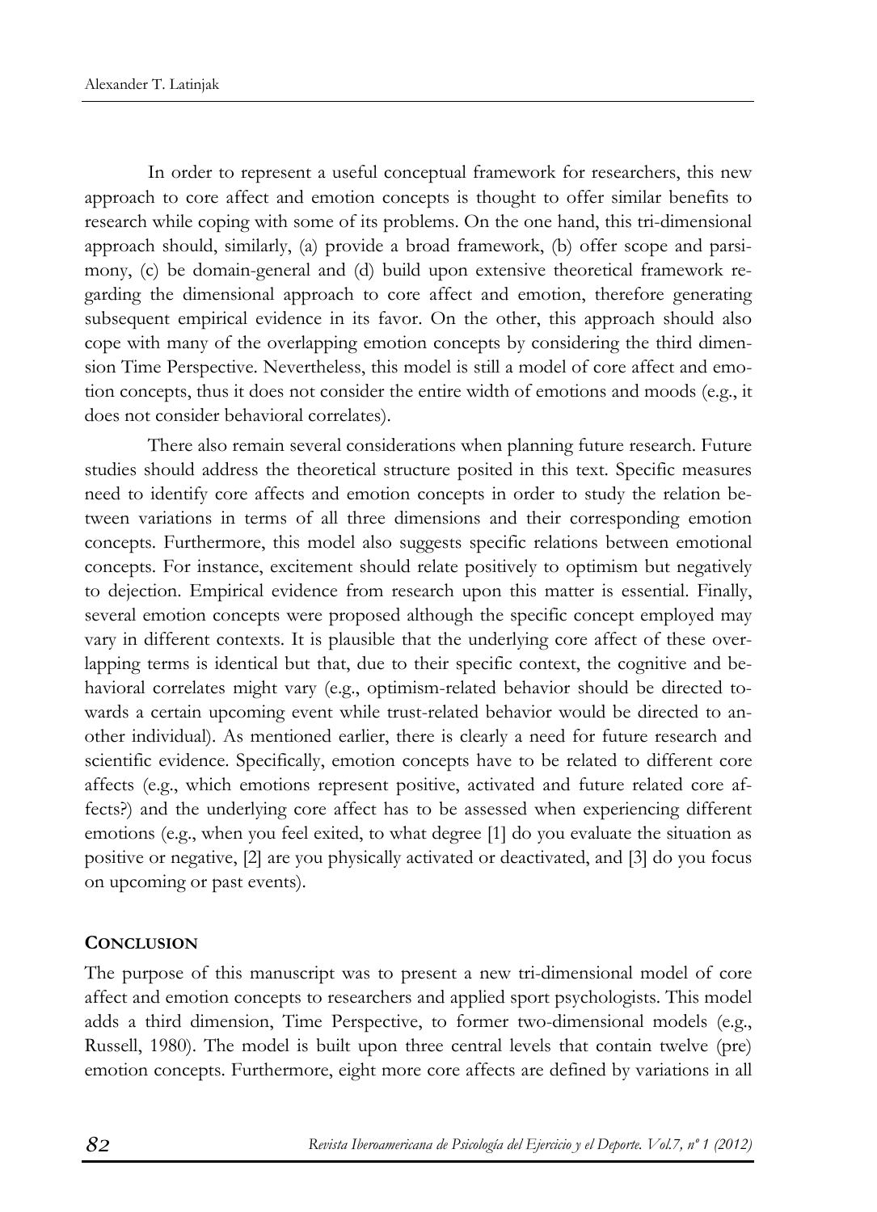In order to represent a useful conceptual framework for researchers, this new approach to core affect and emotion concepts is thought to offer similar benefits to research while coping with some of its problems. On the one hand, this tri-dimensional approach should, similarly, (a) provide a broad framework, (b) offer scope and parsimony, (c) be domain-general and (d) build upon extensive theoretical framework regarding the dimensional approach to core affect and emotion, therefore generating subsequent empirical evidence in its favor. On the other, this approach should also cope with many of the overlapping emotion concepts by considering the third dimension Time Perspective. Nevertheless, this model is still a model of core affect and emotion concepts, thus it does not consider the entire width of emotions and moods (e.g., it does not consider behavioral correlates).

There also remain several considerations when planning future research. Future studies should address the theoretical structure posited in this text. Specific measures need to identify core affects and emotion concepts in order to study the relation between variations in terms of all three dimensions and their corresponding emotion concepts. Furthermore, this model also suggests specific relations between emotional concepts. For instance, excitement should relate positively to optimism but negatively to dejection. Empirical evidence from research upon this matter is essential. Finally, several emotion concepts were proposed although the specific concept employed may vary in different contexts. It is plausible that the underlying core affect of these overlapping terms is identical but that, due to their specific context, the cognitive and behavioral correlates might vary (e.g., optimism-related behavior should be directed towards a certain upcoming event while trust-related behavior would be directed to another individual). As mentioned earlier, there is clearly a need for future research and scientific evidence. Specifically, emotion concepts have to be related to different core affects (e.g., which emotions represent positive, activated and future related core affects?) and the underlying core affect has to be assessed when experiencing different emotions (e.g., when you feel exited, to what degree [1] do you evaluate the situation as positive or negative, [2] are you physically activated or deactivated, and [3] do you focus on upcoming or past events).

## CONCLUSION

The purpose of this manuscript was to present a new tri-dimensional model of core affect and emotion concepts to researchers and applied sport psychologists. This model adds a third dimension, Time Perspective, to former two-dimensional models (e.g., Russell, 1980). The model is built upon three central levels that contain twelve (pre) emotion concepts. Furthermore, eight more core affects are defined by variations in all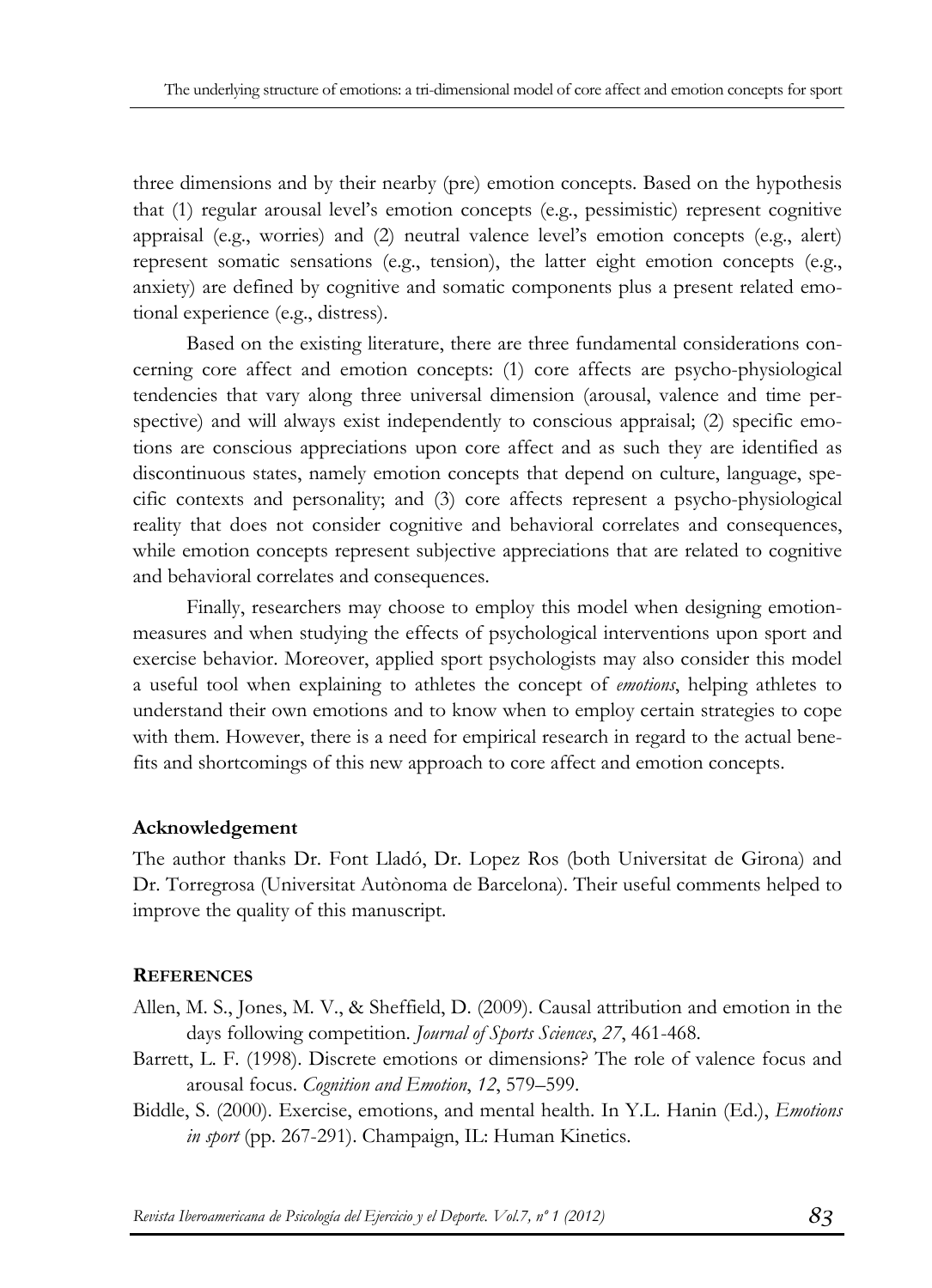three dimensions and by their nearby (pre) emotion concepts. Based on the hypothesis that (1) regular arousal level's emotion concepts (e.g., pessimistic) represent cognitive appraisal (e.g., worries) and (2) neutral valence level's emotion concepts (e.g., alert) represent somatic sensations (e.g., tension), the latter eight emotion concepts (e.g., anxiety) are defined by cognitive and somatic components plus a present related emotional experience (e.g., distress).

Based on the existing literature, there are three fundamental considerations concerning core affect and emotion concepts: (1) core affects are psycho-physiological tendencies that vary along three universal dimension (arousal, valence and time perspective) and will always exist independently to conscious appraisal; (2) specific emotions are conscious appreciations upon core affect and as such they are identified as discontinuous states, namely emotion concepts that depend on culture, language, specific contexts and personality; and (3) core affects represent a psycho-physiological reality that does not consider cognitive and behavioral correlates and consequences, while emotion concepts represent subjective appreciations that are related to cognitive and behavioral correlates and consequences.

Finally, researchers may choose to employ this model when designing emotion-measures and when studying the effects of psychological interventions upon sport and exercise behavior. Moreover, applied sport psychologists may also consider this model a useful tool when explaining to athletes the concept of *emotions*, helping athletes to understand their own emotions and to know when to employ certain strategies to cope with them. However, there is a need for empirical research in regard to the actual benefits and shortcomings of this new approach to core affect and emotion concepts.

### Acknowledgement

The author thanks Dr. Font Lladó, Dr. Lopez Ros (both Universitat de Girona) and Dr. Torregrosa (Universitat Autònoma de Barcelona). Their useful comments helped to improve the quality of this manuscript.

### REFERENCES

Allen, M. S., Jones, M. V., & Sheffield, D. (2009). Causal attribution and emotion in the days following competition. *Journal of Sports Sciences*, *27*, 461-468.

Barrett, L. F. (1998). Discrete emotions or dimensions? The role of valence focus and arousal focus. *Cognition and Emotion*, *12*, 579–599.

Biddle, S. (2000). Exercise, emotions, and mental health. In Y.L. Hanin (Ed.), *Emotions in sport* (pp. 267-291). Champaign, IL: Human Kinetics.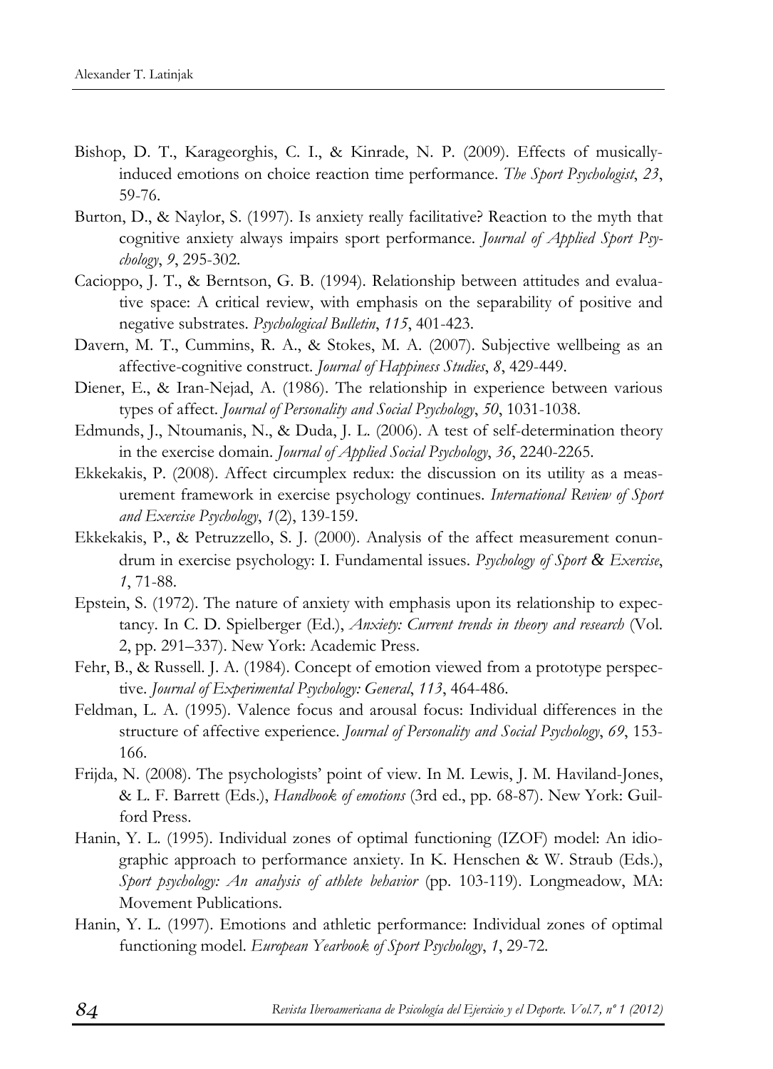Bishop, D. T., Karageorghis, C. I., & Kinrade, N. P. (2009). Effects of musically-induced emotions on choice reaction time performance. *The Sport Psychologist*, *23*, 59-76.

Burton, D., & Naylor, S. (1997). Is anxiety really facilitative? Reaction to the myth that cognitive anxiety always impairs sport performance. *Journal of Applied Sport Psychology*, *9*, 295-302.

Cacioppo, J. T., & Berntson, G. B. (1994). Relationship between attitudes and evaluative space: A critical review, with emphasis on the separability of positive and negative substrates. *Psychological Bulletin*, *115*, 401-423.

Davern, M. T., Cummins, R. A., & Stokes, M. A. (2007). Subjective wellbeing as an affective-cognitive construct. *Journal of Happiness Studies*, *8*, 429-449.

Diener, E., & Iran-Nejad, A. (1986). The relationship in experience between various types of affect. *Journal of Personality and Social Psychology*, *50*, 1031-1038.

Edmunds, J., Ntoumanis, N., & Duda, J. L. (2006). A test of self-determination theory in the exercise domain. *Journal of Applied Social Psychology*, *36*, 2240-2265.

Ekkekakis, P. (2008). Affect circumplex redux: the discussion on its utility as a measurement framework in exercise psychology continues. *International Review of Sport and Exercise Psychology*, *1*(2), 139-159.

Ekkekakis, P., & Petruzzello, S. J. (2000). Analysis of the affect measurement conundrum in exercise psychology: I. Fundamental issues. *Psychology of Sport & Exercise*, *1*, 71-88.

Epstein, S. (1972). The nature of anxiety with emphasis upon its relationship to expectancy. In C. D. Spielberger (Ed.), *Anxiety: Current trends in theory and research* (Vol. 2, pp. 291–337). New York: Academic Press.

Fehr, B., & Russell. J. A. (1984). Concept of emotion viewed from a prototype perspective. *Journal of Experimental Psychology: General*, *113*, 464-486.

Feldman, L. A. (1995). Valence focus and arousal focus: Individual differences in the structure of affective experience. *Journal of Personality and Social Psychology*, *69*, 153-166.

Frijda, N. (2008). The psychologists' point of view. In M. Lewis, J. M. Haviland-Jones, & L. F. Barrett (Eds.), *Handbook of emotions* (3rd ed., pp. 68-87). New York: Guilford Press.

Hanin, Y. L. (1995). Individual zones of optimal functioning (IZOF) model: An idiographic approach to performance anxiety. In K. Henschen & W. Straub (Eds.), *Sport psychology: An analysis of athlete behavior* (pp. 103-119). Longmeadow, MA: Movement Publications.

Hanin, Y. L. (1997). Emotions and athletic performance: Individual zones of optimal functioning model. *European Yearbook of Sport Psychology*, *1*, 29-72.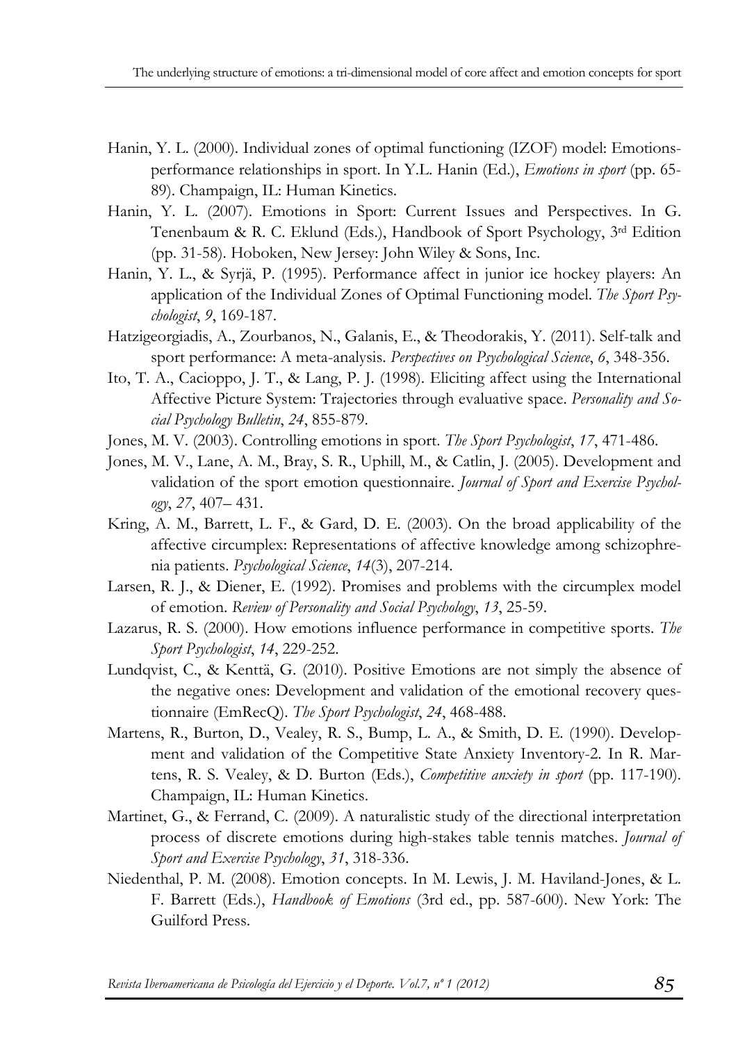Hanin, Y. L. (2000). Individual zones of optimal functioning (IZOF) model: Emotions-performance relationships in sport. In Y.L. Hanin (Ed.), *Emotions in sport* (pp. 65-89). Champaign, IL: Human Kinetics.

Hanin, Y. L. (2007). Emotions in Sport: Current Issues and Perspectives. In G. Tenenbaum & R. C. Eklund (Eds.), Handbook of Sport Psychology, 3rd Edition (pp. 31-58). Hoboken, New Jersey: John Wiley & Sons, Inc.

Hanin, Y. L., & Syrjä, P. (1995). Performance affect in junior ice hockey players: An application of the Individual Zones of Optimal Functioning model. *The Sport Psychologist*, *9*, 169-187.

Hatzigeorgiadis, A., Zourbanos, N., Galanis, E., & Theodorakis, Y. (2011). Self-talk and sport performance: A meta-analysis. *Perspectives on Psychological Science*, *6*, 348-356.

Ito, T. A., Cacioppo, J. T., & Lang, P. J. (1998). Eliciting affect using the International Affective Picture System: Trajectories through evaluative space. *Personality and Social Psychology Bulletin*, *24*, 855-879.

Jones, M. V. (2003). Controlling emotions in sport. *The Sport Psychologist*, *17*, 471-486.

Jones, M. V., Lane, A. M., Bray, S. R., Uphill, M., & Catlin, J. (2005). Development and validation of the sport emotion questionnaire. *Journal of Sport and Exercise Psychology*, *27*, 407– 431.

Kring, A. M., Barrett, L. F., & Gard, D. E. (2003). On the broad applicability of the affective circumplex: Representations of affective knowledge among schizophrenia patients. *Psychological Science*, *14*(3), 207-214.

Larsen, R. J., & Diener, E. (1992). Promises and problems with the circumplex model of emotion. *Review of Personality and Social Psychology*, *13*, 25-59.

Lazarus, R. S. (2000). How emotions influence performance in competitive sports. *The Sport Psychologist*, *14*, 229-252.

Lundqvist, C., & Kenttä, G. (2010). Positive Emotions are not simply the absence of the negative ones: Development and validation of the emotional recovery questionnaire (EmRecQ). *The Sport Psychologist*, *24*, 468-488.

Martens, R., Burton, D., Vealey, R. S., Bump, L. A., & Smith, D. E. (1990). Development and validation of the Competitive State Anxiety Inventory-2. In R. Martens, R. S. Vealey, & D. Burton (Eds.), *Competitive anxiety in sport* (pp. 117-190). Champaign, IL: Human Kinetics.

Martinet, G., & Ferrand, C. (2009). A naturalistic study of the directional interpretation process of discrete emotions during high-stakes table tennis matches. *Journal of Sport and Exercise Psychology*, *31*, 318-336.

Niedenthal, P. M. (2008). Emotion concepts. In M. Lewis, J. M. Haviland-Jones, & L. F. Barrett (Eds.), *Handbook of Emotions* (3rd ed., pp. 587-600). New York: The Guilford Press.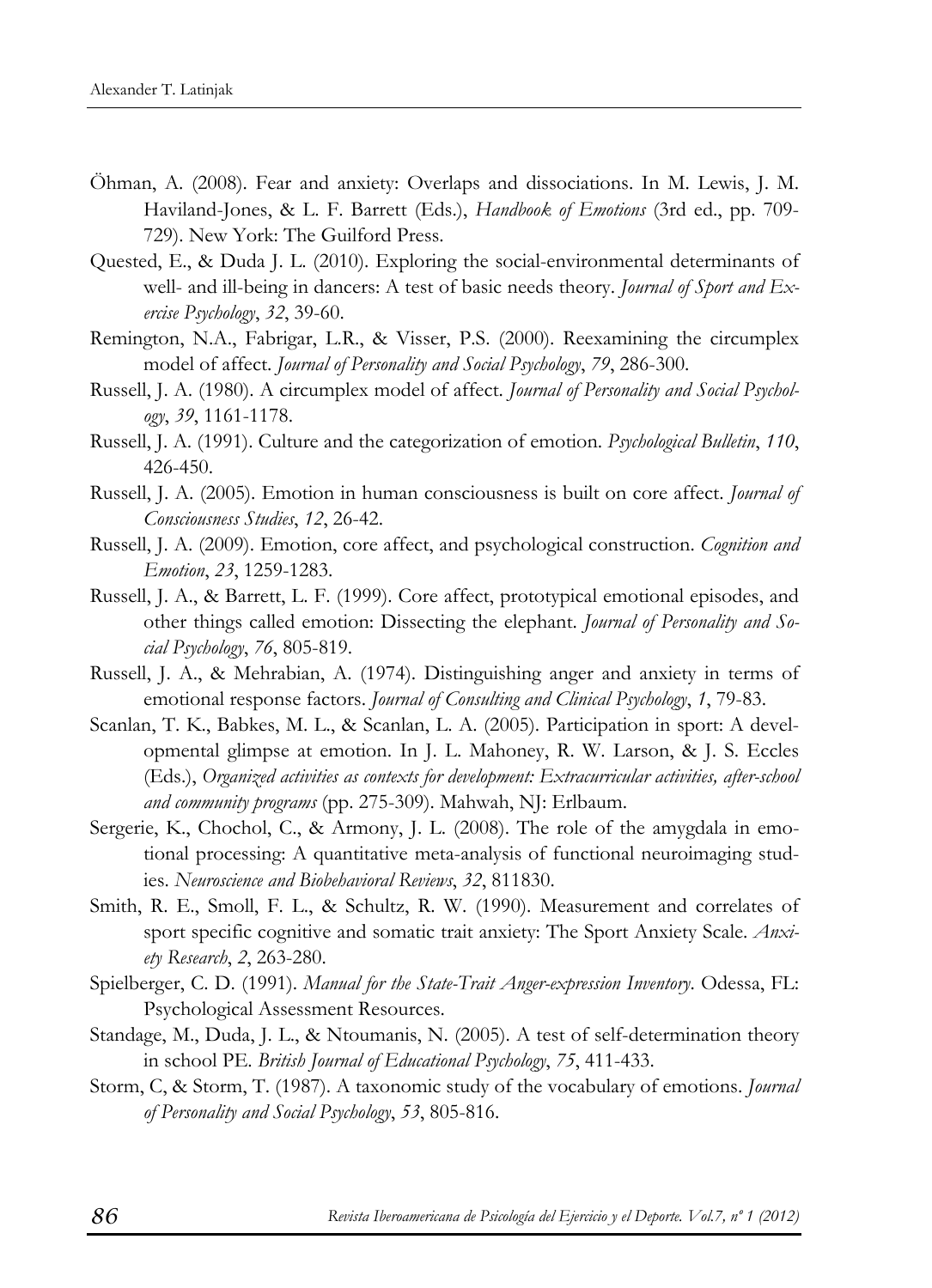Öhman, A. (2008). Fear and anxiety: Overlaps and dissociations. In M. Lewis, J. M. Haviland-Jones, & L. F. Barrett (Eds.), *Handbook of Emotions* (3rd ed., pp. 709-729). New York: The Guilford Press.

Quested, E., & Duda J. L. (2010). Exploring the social-environmental determinants of well- and ill-being in dancers: A test of basic needs theory. *Journal of Sport and Exercise Psychology*, *32*, 39-60.

Remington, N.A., Fabrigar, L.R., & Visser, P.S. (2000). Reexamining the circumplex model of affect. *Journal of Personality and Social Psychology*, *79*, 286-300.

Russell, J. A. (1980). A circumplex model of affect. *Journal of Personality and Social Psychology*, *39*, 1161-1178.

Russell, J. A. (1991). Culture and the categorization of emotion. *Psychological Bulletin*, *110*, 426-450.

Russell, J. A. (2005). Emotion in human consciousness is built on core affect. *Journal of Consciousness Studies*, *12*, 26-42.

Russell, J. A. (2009). Emotion, core affect, and psychological construction. *Cognition and Emotion*, *23*, 1259-1283.

Russell, J. A., & Barrett, L. F. (1999). Core affect, prototypical emotional episodes, and other things called emotion: Dissecting the elephant. *Journal of Personality and Social Psychology*, *76*, 805-819.

Russell, J. A., & Mehrabian, A. (1974). Distinguishing anger and anxiety in terms of emotional response factors. *Journal of Consulting and Clinical Psychology*, *1*, 79-83.

Scanlan, T. K., Babkes, M. L., & Scanlan, L. A. (2005). Participation in sport: A developmental glimpse at emotion. In J. L. Mahoney, R. W. Larson, & J. S. Eccles (Eds.), *Organized activities as contexts for development: Extracurricular activities, after-school and community programs* (pp. 275-309). Mahwah, NJ: Erlbaum.

Sergerie, K., Chochol, C., & Armony, J. L. (2008). The role of the amygdala in emotional processing: A quantitative meta-analysis of functional neuroimaging studies. *Neuroscience and Biobehavioral Reviews*, *32*, 811830.

Smith, R. E., Smoll, F. L., & Schultz, R. W. (1990). Measurement and correlates of sport specific cognitive and somatic trait anxiety: The Sport Anxiety Scale. *Anxiety Research*, *2*, 263-280.

Spielberger, C. D. (1991). *Manual for the State-Trait Anger-expression Inventory*. Odessa, FL: Psychological Assessment Resources.

Standage, M., Duda, J. L., & Ntoumanis, N. (2005). A test of self-determination theory in school PE. *British Journal of Educational Psychology*, *75*, 411-433.

Storm, C, & Storm, T. (1987). A taxonomic study of the vocabulary of emotions. *Journal of Personality and Social Psychology*, *53*, 805-816.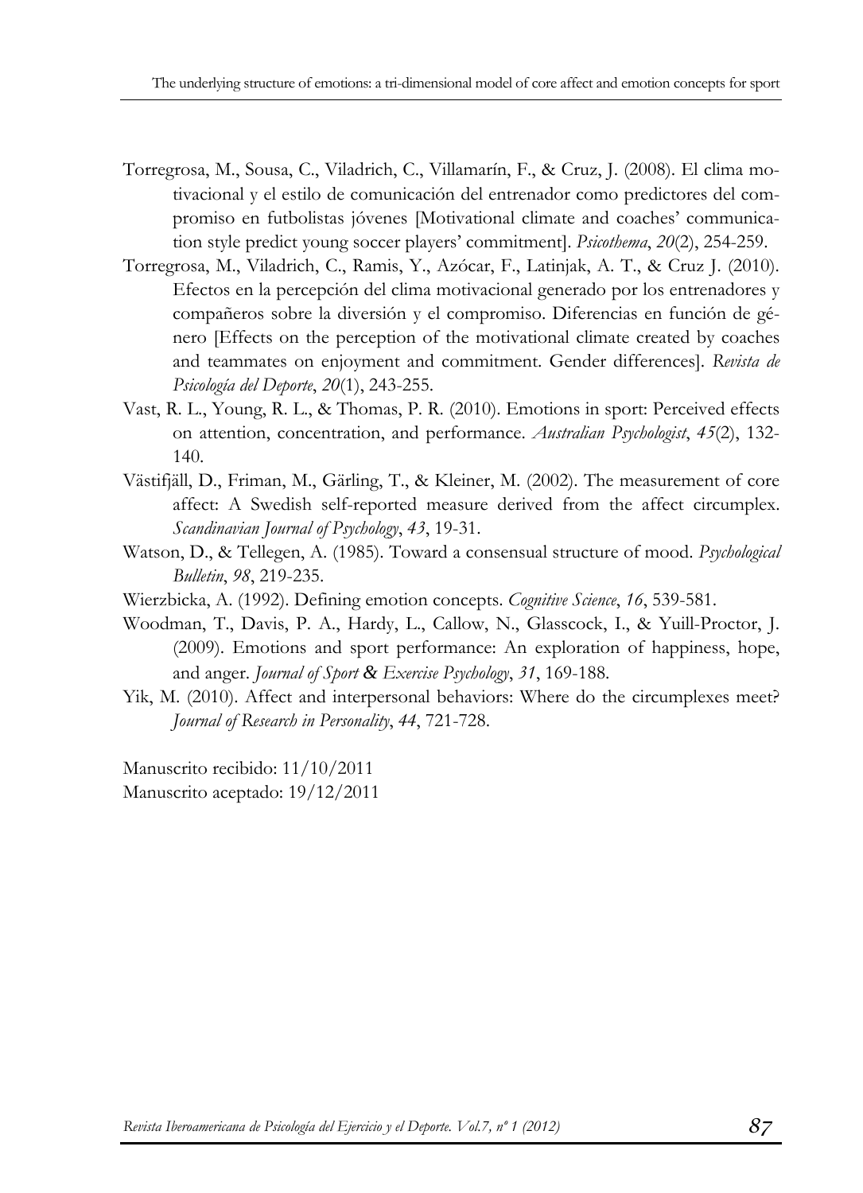Torregrosa, M., Sousa, C., Viladrich, C., Villamarín, F., & Cruz, J. (2008). El clima motivacional y el estilo de comunicación del entrenador como predictores del compromiso en futbolistas jóvenes [Motivational climate and coaches' communication style predict young soccer players' commitment]. *Psicothema*, *20*(2), 254-259.

Torregrosa, M., Viladrich, C., Ramis, Y., Azócar, F., Latinjak, A. T., & Cruz J. (2010). Efectos en la percepción del clima motivacional generado por los entrenadores y compañeros sobre la diversión y el compromiso. Diferencias en función de género [Effects on the perception of the motivational climate created by coaches and teammates on enjoyment and commitment. Gender differences]. *Revista de Psicología del Deporte*, *20*(1), 243-255.

Vast, R. L., Young, R. L., & Thomas, P. R. (2010). Emotions in sport: Perceived effects on attention, concentration, and performance. *Australian Psychologist*, *45*(2), 132-140.

Västfjäll, D., Friman, M., Gärling, T., & Kleiner, M. (2002). The measurement of core affect: A Swedish self-reported measure derived from the affect circumplex. *Scandinavian Journal of Psychology*, *43*, 19-31.

Watson, D., & Tellegen, A. (1985). Toward a consensual structure of mood. *Psychological Bulletin*, *98*, 219-235.

Wierzbicka, A. (1992). Defining emotion concepts. *Cognitive Science*, *16*, 539-581.

Woodman, T., Davis, P. A., Hardy, L., Callow, N., Glasscock, I., & Yuill-Proctor, J. (2009). Emotions and sport performance: An exploration of happiness, hope, and anger. *Journal of Sport & Exercise Psychology*, *31*, 169-188.

Yik, M. (2010). Affect and interpersonal behaviors: Where do the circumplexes meet? *Journal of Research in Personality*, *44*, 721-728.

Manuscrito recibido: 11/10/2011
Manuscrito aceptado: 19/12/2011